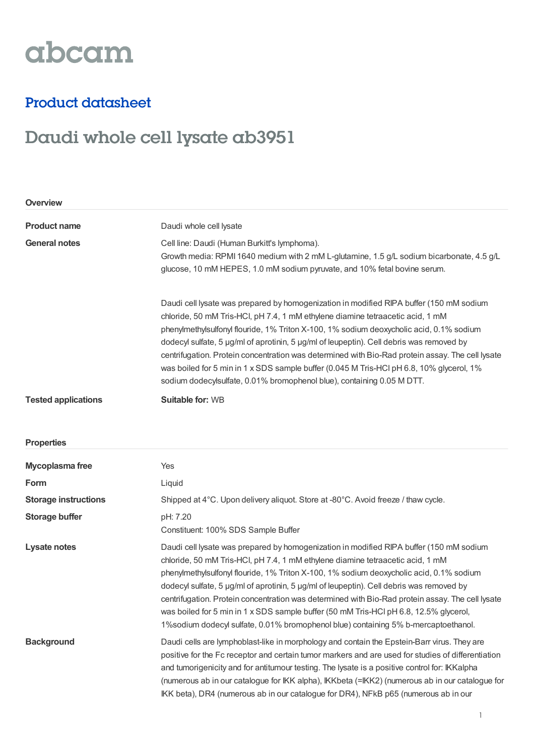# abcam

## Product datasheet

# Daudi whole cell lysate ab3951

### Overview

| | |
|---|---|
| **Product name** | Daudi whole cell lysate |
| **General notes** | Cell line: Daudi (Human Burkitt's lymphoma).<br>Growth media: RPMI 1640 medium with 2 mM L-glutamine, 1.5 g/L sodium bicarbonate, 4.5 g/L glucose, 10 mM HEPES, 1.0 mM sodium pyruvate, and 10% fetal bovine serum.<br><br>Daudi cell lysate was prepared by homogenization in modified RIPA buffer (150 mM sodium chloride, 50 mM Tris-HCl, pH 7.4, 1 mM ethylene diamine tetraacetic acid, 1 mM phenylmethylsulfonyl flouride, 1% Triton X-100, 1% sodium deoxycholic acid, 0.1% sodium dodecyl sulfate, 5 µg/ml of aprotinin, 5 µg/ml of leupeptin). Cell debris was removed by centrifugation. Protein concentration was determined with Bio-Rad protein assay. The cell lysate was boiled for 5 min in 1 x SDS sample buffer (0.045 M Tris-HCl pH 6.8, 10% glycerol, 1% sodium dodecylsulfate, 0.01% bromophenol blue), containing 0.05 M DTT. |
| **Tested applications** | **Suitable for:** WB |

### Properties

| | |
|---|---|
| **Mycoplasma free** | Yes |
| **Form** | Liquid |
| **Storage instructions** | Shipped at 4°C. Upon delivery aliquot. Store at -80°C. Avoid freeze / thaw cycle. |
| **Storage buffer** | pH: 7.20<br>Constituent: 100% SDS Sample Buffer |
| **Lysate notes** | Daudi cell lysate was prepared by homogenization in modified RIPA buffer (150 mM sodium chloride, 50 mM Tris-HCl, pH 7.4, 1 mM ethylene diamine tetraacetic acid, 1 mM phenylmethylsulfonyl flouride, 1% Triton X-100, 1% sodium deoxycholic acid, 0.1% sodium dodecyl sulfate, 5 µg/ml of aprotinin, 5 µg/ml of leupeptin). Cell debris was removed by centrifugation. Protein concentration was determined with Bio-Rad protein assay. The cell lysate was boiled for 5 min in 1 x SDS sample buffer (50 mM Tris-HCl pH 6.8, 12.5% glycerol, 1%sodium dodecyl sulfate, 0.01% bromophenol blue) containing 5% b-mercaptoethanol. |
| **Background** | Daudi cells are lymphoblast-like in morphology and contain the Epstein-Barr virus. They are positive for the Fc receptor and certain tumor markers and are used for studies of differentiation and tumorigenicity and for antitumour testing. The lysate is a positive control for: IKKalpha (numerous ab in our catalogue for IKK alpha), IKKbeta (=IKK2) (numerous ab in our catalogue for IKK beta), DR4 (numerous ab in our catalogue for DR4), NFkB p65 (numerous ab in our |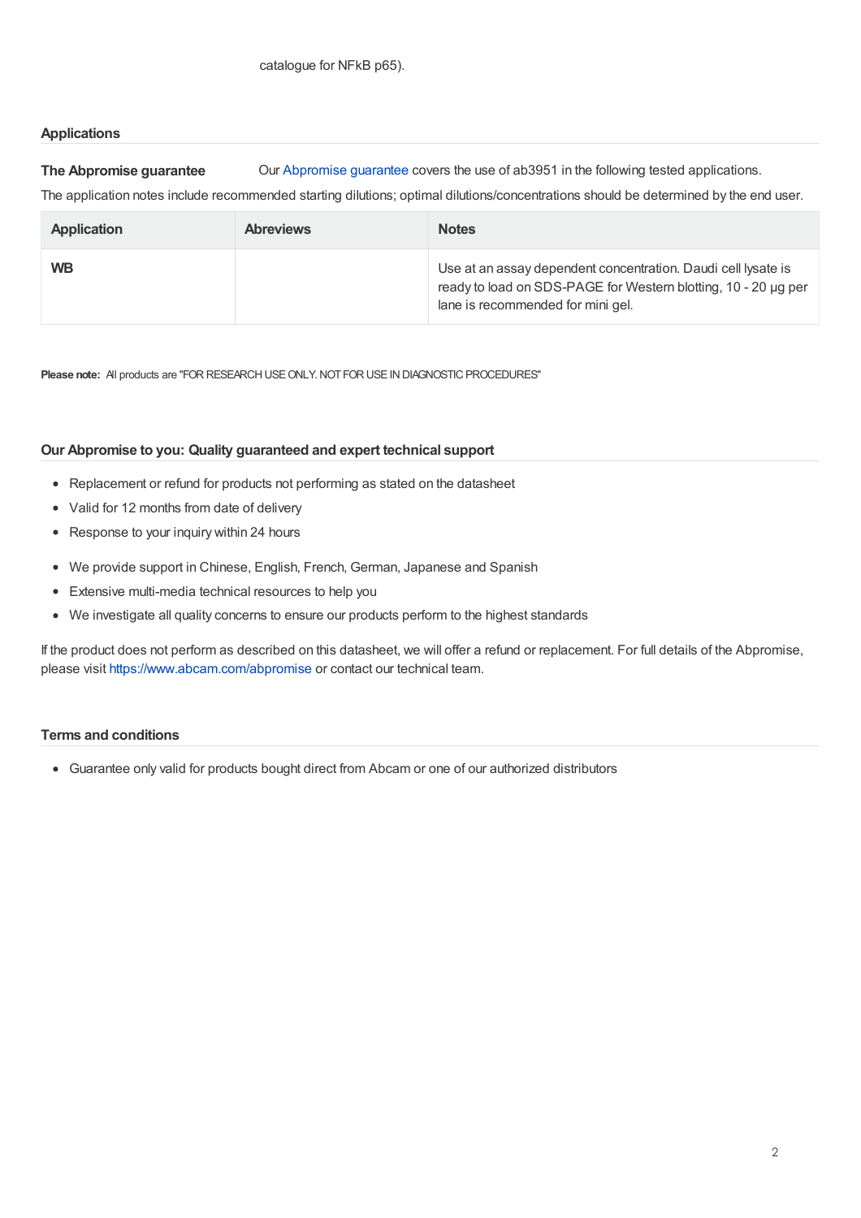catalogue for NFkB p65).

## Applications

**The Abpromise guarantee** Our Abpromise guarantee covers the use of ab3951 in the following tested applications.

The application notes include recommended starting dilutions; optimal dilutions/concentrations should be determined by the end user.

| Application | Abreviews | Notes |
|---|---|---|
| **WB** | | Use at an assay dependent concentration. Daudi cell lysate is ready to load on SDS-PAGE for Western blotting, 10 - 20 µg per lane is recommended for mini gel. |

**Please note:** All products are "FOR RESEARCH USE ONLY. NOT FOR USE IN DIAGNOSTIC PROCEDURES"

## Our Abpromise to you: Quality guaranteed and expert technical support

- Replacement or refund for products not performing as stated on the datasheet
- Valid for 12 months from date of delivery
- Response to your inquiry within 24 hours

- We provide support in Chinese, English, French, German, Japanese and Spanish
- Extensive multi-media technical resources to help you
- We investigate all quality concerns to ensure our products perform to the highest standards

If the product does not perform as described on this datasheet, we will offer a refund or replacement. For full details of the Abpromise, please visit https://www.abcam.com/abpromise or contact our technical team.

## Terms and conditions

- Guarantee only valid for products bought direct from Abcam or one of our authorized distributors